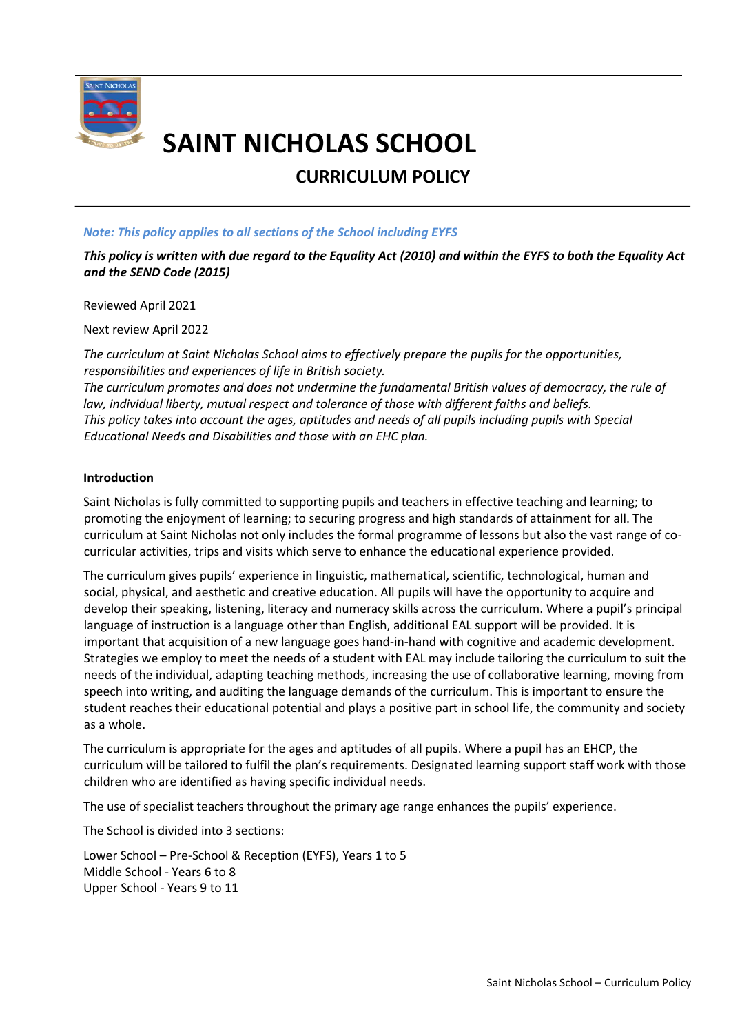# SAINT NICHOLAS SCHOOL

## CURRICULUM POLICY

***Note: This policy applies to all sections of the School including EYFS***

***This policy is written with due regard to the Equality Act (2010) and within the EYFS to both the Equality Act and the SEND Code (2015)***

Reviewed April 2021

Next review April 2022

*The curriculum at Saint Nicholas School aims to effectively prepare the pupils for the opportunities, responsibilities and experiences of life in British society.*
*The curriculum promotes and does not undermine the fundamental British values of democracy, the rule of law, individual liberty, mutual respect and tolerance of those with different faiths and beliefs.*
*This policy takes into account the ages, aptitudes and needs of all pupils including pupils with Special Educational Needs and Disabilities and those with an EHC plan.*

**Introduction**

Saint Nicholas is fully committed to supporting pupils and teachers in effective teaching and learning; to promoting the enjoyment of learning; to securing progress and high standards of attainment for all. The curriculum at Saint Nicholas not only includes the formal programme of lessons but also the vast range of co-curricular activities, trips and visits which serve to enhance the educational experience provided.

The curriculum gives pupils' experience in linguistic, mathematical, scientific, technological, human and social, physical, and aesthetic and creative education. All pupils will have the opportunity to acquire and develop their speaking, listening, literacy and numeracy skills across the curriculum. Where a pupil's principal language of instruction is a language other than English, additional EAL support will be provided. It is important that acquisition of a new language goes hand-in-hand with cognitive and academic development. Strategies we employ to meet the needs of a student with EAL may include tailoring the curriculum to suit the needs of the individual, adapting teaching methods, increasing the use of collaborative learning, moving from speech into writing, and auditing the language demands of the curriculum. This is important to ensure the student reaches their educational potential and plays a positive part in school life, the community and society as a whole.

The curriculum is appropriate for the ages and aptitudes of all pupils. Where a pupil has an EHCP, the curriculum will be tailored to fulfil the plan's requirements. Designated learning support staff work with those children who are identified as having specific individual needs.

The use of specialist teachers throughout the primary age range enhances the pupils' experience.

The School is divided into 3 sections:

Lower School – Pre-School & Reception (EYFS), Years 1 to 5
Middle School - Years 6 to 8
Upper School - Years 9 to 11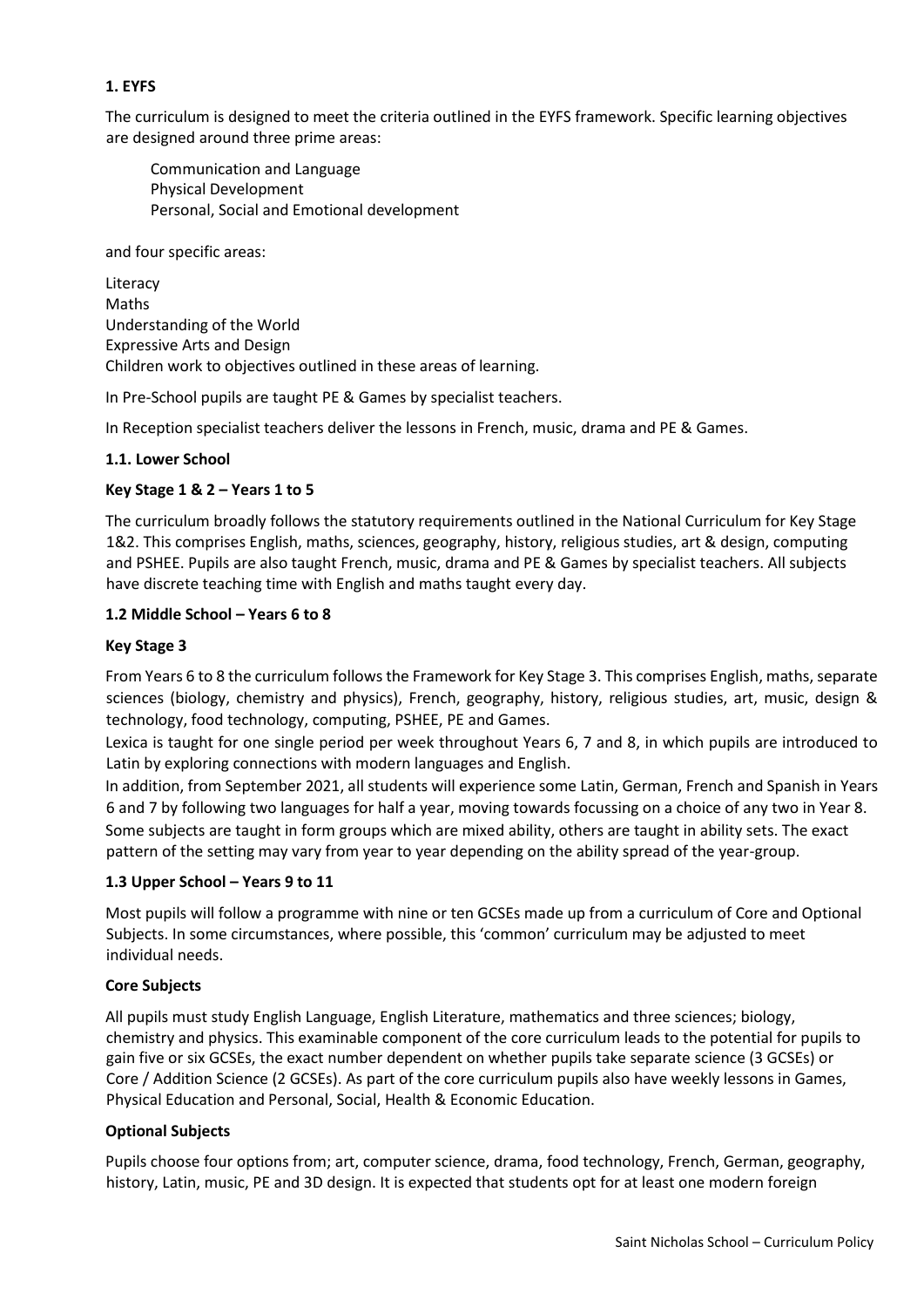## 1. EYFS

The curriculum is designed to meet the criteria outlined in the EYFS framework. Specific learning objectives are designed around three prime areas:

Communication and Language
Physical Development
Personal, Social and Emotional development

and four specific areas:

Literacy
Maths
Understanding of the World
Expressive Arts and Design
Children work to objectives outlined in these areas of learning.

In Pre-School pupils are taught PE & Games by specialist teachers.

In Reception specialist teachers deliver the lessons in French, music, drama and PE & Games.

### 1.1. Lower School

#### Key Stage 1 & 2 – Years 1 to 5

The curriculum broadly follows the statutory requirements outlined in the National Curriculum for Key Stage 1&2. This comprises English, maths, sciences, geography, history, religious studies, art & design, computing and PSHEE. Pupils are also taught French, music, drama and PE & Games by specialist teachers. All subjects have discrete teaching time with English and maths taught every day.

### 1.2 Middle School – Years 6 to 8

#### Key Stage 3

From Years 6 to 8 the curriculum follows the Framework for Key Stage 3. This comprises English, maths, separate sciences (biology, chemistry and physics), French, geography, history, religious studies, art, music, design & technology, food technology, computing, PSHEE, PE and Games.

Lexica is taught for one single period per week throughout Years 6, 7 and 8, in which pupils are introduced to Latin by exploring connections with modern languages and English.

In addition, from September 2021, all students will experience some Latin, German, French and Spanish in Years 6 and 7 by following two languages for half a year, moving towards focussing on a choice of any two in Year 8. Some subjects are taught in form groups which are mixed ability, others are taught in ability sets. The exact pattern of the setting may vary from year to year depending on the ability spread of the year-group.

### 1.3 Upper School – Years 9 to 11

Most pupils will follow a programme with nine or ten GCSEs made up from a curriculum of Core and Optional Subjects. In some circumstances, where possible, this 'common' curriculum may be adjusted to meet individual needs.

#### Core Subjects

All pupils must study English Language, English Literature, mathematics and three sciences; biology, chemistry and physics. This examinable component of the core curriculum leads to the potential for pupils to gain five or six GCSEs, the exact number dependent on whether pupils take separate science (3 GCSEs) or Core / Addition Science (2 GCSEs). As part of the core curriculum pupils also have weekly lessons in Games, Physical Education and Personal, Social, Health & Economic Education.

#### Optional Subjects

Pupils choose four options from; art, computer science, drama, food technology, French, German, geography, history, Latin, music, PE and 3D design. It is expected that students opt for at least one modern foreign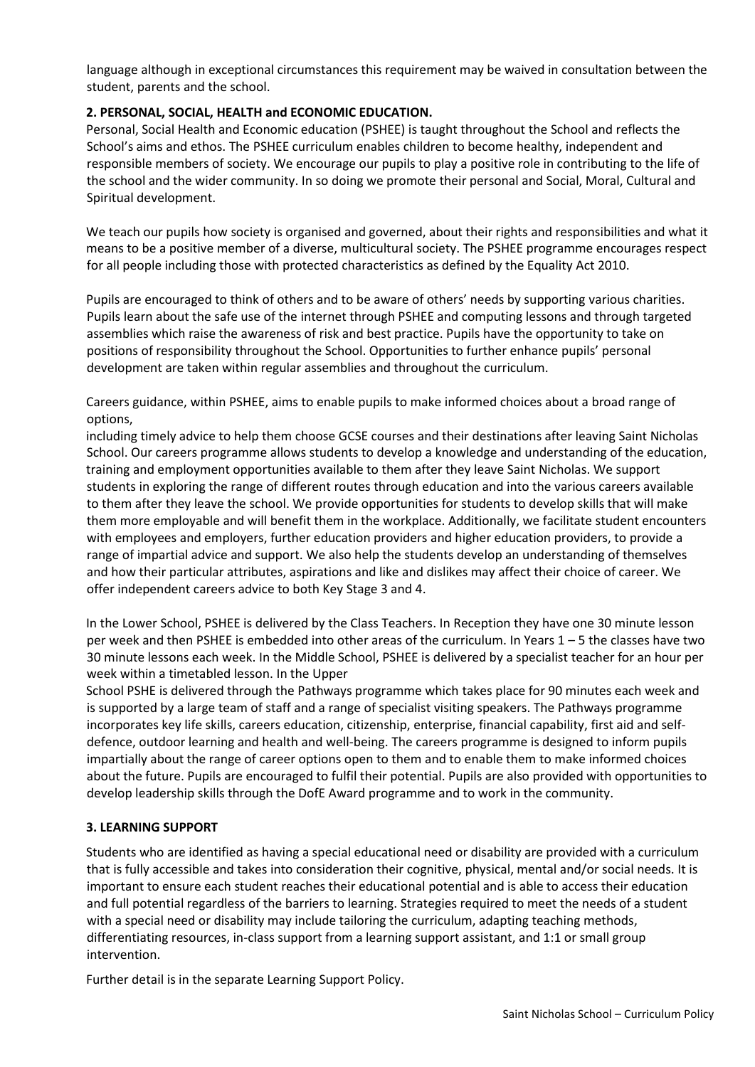language although in exceptional circumstances this requirement may be waived in consultation between the student, parents and the school.

## 2. PERSONAL, SOCIAL, HEALTH and ECONOMIC EDUCATION.

Personal, Social Health and Economic education (PSHEE) is taught throughout the School and reflects the School's aims and ethos. The PSHEE curriculum enables children to become healthy, independent and responsible members of society. We encourage our pupils to play a positive role in contributing to the life of the school and the wider community. In so doing we promote their personal and Social, Moral, Cultural and Spiritual development.

We teach our pupils how society is organised and governed, about their rights and responsibilities and what it means to be a positive member of a diverse, multicultural society. The PSHEE programme encourages respect for all people including those with protected characteristics as defined by the Equality Act 2010.

Pupils are encouraged to think of others and to be aware of others' needs by supporting various charities. Pupils learn about the safe use of the internet through PSHEE and computing lessons and through targeted assemblies which raise the awareness of risk and best practice. Pupils have the opportunity to take on positions of responsibility throughout the School. Opportunities to further enhance pupils' personal development are taken within regular assemblies and throughout the curriculum.

Careers guidance, within PSHEE, aims to enable pupils to make informed choices about a broad range of options,
including timely advice to help them choose GCSE courses and their destinations after leaving Saint Nicholas School. Our careers programme allows students to develop a knowledge and understanding of the education, training and employment opportunities available to them after they leave Saint Nicholas. We support students in exploring the range of different routes through education and into the various careers available to them after they leave the school. We provide opportunities for students to develop skills that will make them more employable and will benefit them in the workplace. Additionally, we facilitate student encounters with employees and employers, further education providers and higher education providers, to provide a range of impartial advice and support. We also help the students develop an understanding of themselves and how their particular attributes, aspirations and like and dislikes may affect their choice of career. We offer independent careers advice to both Key Stage 3 and 4.

In the Lower School, PSHEE is delivered by the Class Teachers. In Reception they have one 30 minute lesson per week and then PSHEE is embedded into other areas of the curriculum. In Years 1 – 5 the classes have two 30 minute lessons each week. In the Middle School, PSHEE is delivered by a specialist teacher for an hour per week within a timetabled lesson. In the Upper
School PSHE is delivered through the Pathways programme which takes place for 90 minutes each week and is supported by a large team of staff and a range of specialist visiting speakers. The Pathways programme incorporates key life skills, careers education, citizenship, enterprise, financial capability, first aid and self-defence, outdoor learning and health and well-being. The careers programme is designed to inform pupils impartially about the range of career options open to them and to enable them to make informed choices about the future. Pupils are encouraged to fulfil their potential. Pupils are also provided with opportunities to develop leadership skills through the DofE Award programme and to work in the community.

## 3. LEARNING SUPPORT

Students who are identified as having a special educational need or disability are provided with a curriculum that is fully accessible and takes into consideration their cognitive, physical, mental and/or social needs. It is important to ensure each student reaches their educational potential and is able to access their education and full potential regardless of the barriers to learning. Strategies required to meet the needs of a student with a special need or disability may include tailoring the curriculum, adapting teaching methods, differentiating resources, in-class support from a learning support assistant, and 1:1 or small group intervention.

Further detail is in the separate Learning Support Policy.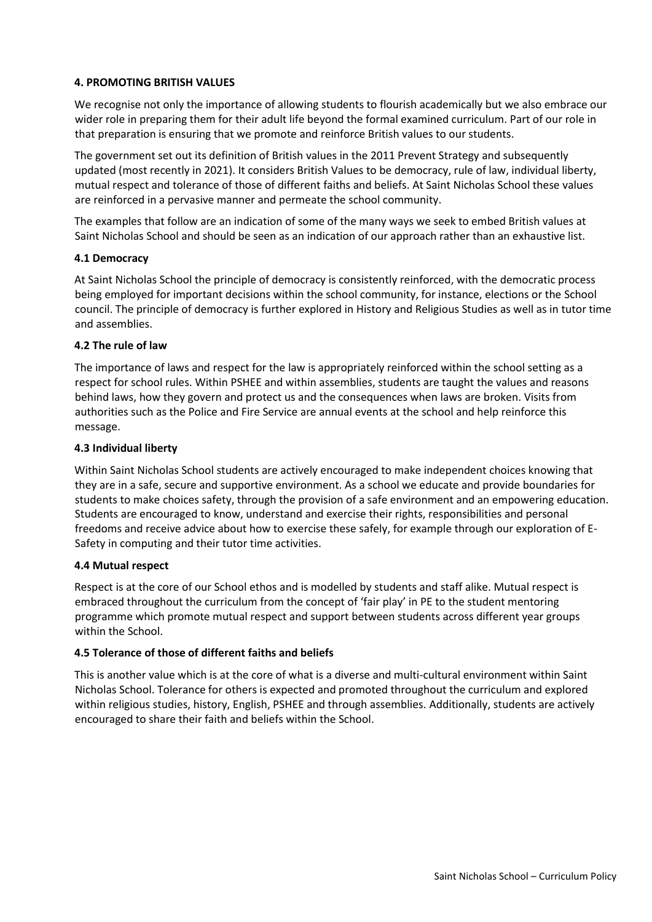## 4. PROMOTING BRITISH VALUES

We recognise not only the importance of allowing students to flourish academically but we also embrace our wider role in preparing them for their adult life beyond the formal examined curriculum. Part of our role in that preparation is ensuring that we promote and reinforce British values to our students.

The government set out its definition of British values in the 2011 Prevent Strategy and subsequently updated (most recently in 2021). It considers British Values to be democracy, rule of law, individual liberty, mutual respect and tolerance of those of different faiths and beliefs. At Saint Nicholas School these values are reinforced in a pervasive manner and permeate the school community.

The examples that follow are an indication of some of the many ways we seek to embed British values at Saint Nicholas School and should be seen as an indication of our approach rather than an exhaustive list.

### 4.1 Democracy

At Saint Nicholas School the principle of democracy is consistently reinforced, with the democratic process being employed for important decisions within the school community, for instance, elections or the School council. The principle of democracy is further explored in History and Religious Studies as well as in tutor time and assemblies.

### 4.2 The rule of law

The importance of laws and respect for the law is appropriately reinforced within the school setting as a respect for school rules. Within PSHEE and within assemblies, students are taught the values and reasons behind laws, how they govern and protect us and the consequences when laws are broken. Visits from authorities such as the Police and Fire Service are annual events at the school and help reinforce this message.

### 4.3 Individual liberty

Within Saint Nicholas School students are actively encouraged to make independent choices knowing that they are in a safe, secure and supportive environment. As a school we educate and provide boundaries for students to make choices safety, through the provision of a safe environment and an empowering education. Students are encouraged to know, understand and exercise their rights, responsibilities and personal freedoms and receive advice about how to exercise these safely, for example through our exploration of E-Safety in computing and their tutor time activities.

### 4.4 Mutual respect

Respect is at the core of our School ethos and is modelled by students and staff alike. Mutual respect is embraced throughout the curriculum from the concept of 'fair play' in PE to the student mentoring programme which promote mutual respect and support between students across different year groups within the School.

### 4.5 Tolerance of those of different faiths and beliefs

This is another value which is at the core of what is a diverse and multi-cultural environment within Saint Nicholas School. Tolerance for others is expected and promoted throughout the curriculum and explored within religious studies, history, English, PSHEE and through assemblies. Additionally, students are actively encouraged to share their faith and beliefs within the School.